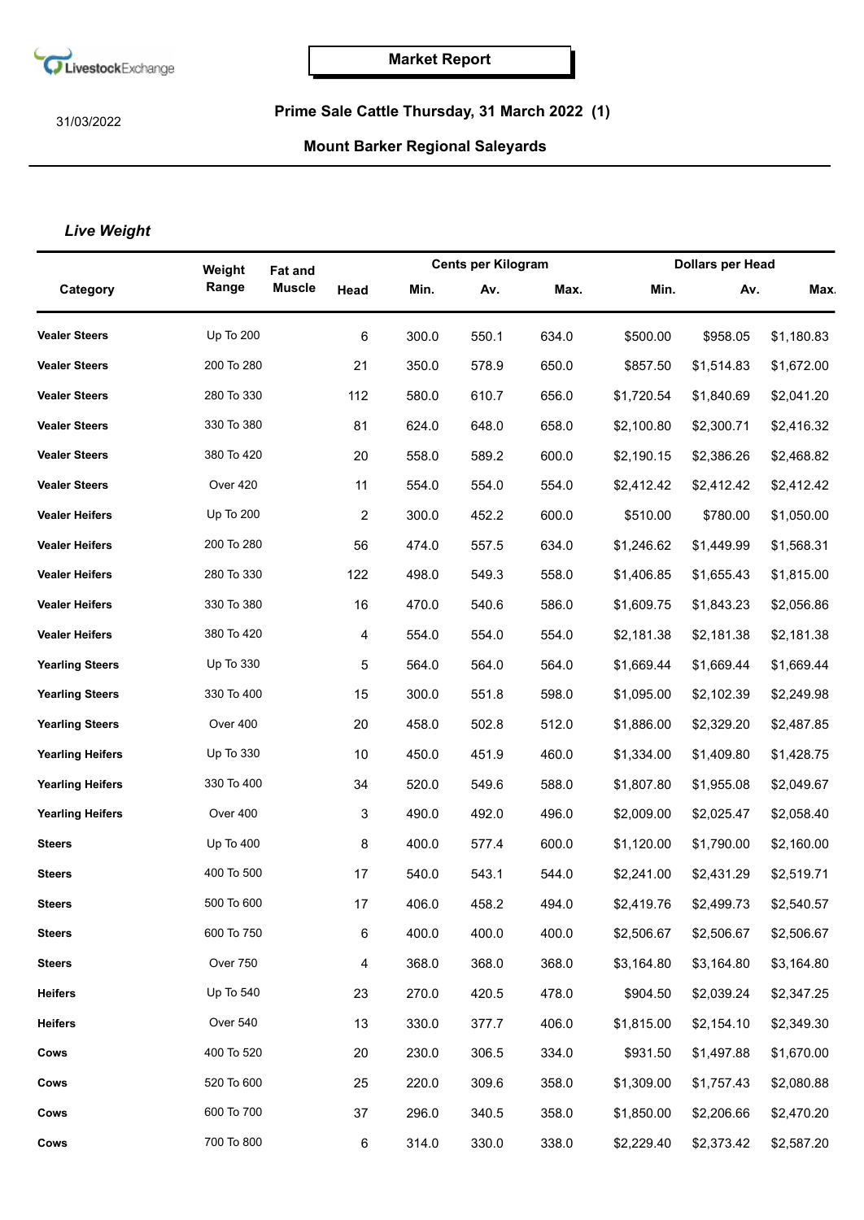LivestockExchange

**Market Report**

31/03/2022

## Prime Sale Cattle Thursday, 31 March 2022 (1)

## Mount Barker Regional Saleyards

### *Live Weight*

| Category | Weight Range | Fat and Muscle | Head | Cents per Kilogram Min. | Cents per Kilogram Av. | Cents per Kilogram Max. | Dollars per Head Min. | Dollars per Head Av. | Dollars per Head Max. |
|---|---|---|---|---|---|---|---|---|---|
| Vealer Steers | Up To 200 | | 6 | 300.0 | 550.1 | 634.0 | $500.00 | $958.05 | $1,180.83 |
| Vealer Steers | 200 To 280 | | 21 | 350.0 | 578.9 | 650.0 | $857.50 | $1,514.83 | $1,672.00 |
| Vealer Steers | 280 To 330 | | 112 | 580.0 | 610.7 | 656.0 | $1,720.54 | $1,840.69 | $2,041.20 |
| Vealer Steers | 330 To 380 | | 81 | 624.0 | 648.0 | 658.0 | $2,100.80 | $2,300.71 | $2,416.32 |
| Vealer Steers | 380 To 420 | | 20 | 558.0 | 589.2 | 600.0 | $2,190.15 | $2,386.26 | $2,468.82 |
| Vealer Steers | Over 420 | | 11 | 554.0 | 554.0 | 554.0 | $2,412.42 | $2,412.42 | $2,412.42 |
| Vealer Heifers | Up To 200 | | 2 | 300.0 | 452.2 | 600.0 | $510.00 | $780.00 | $1,050.00 |
| Vealer Heifers | 200 To 280 | | 56 | 474.0 | 557.5 | 634.0 | $1,246.62 | $1,449.99 | $1,568.31 |
| Vealer Heifers | 280 To 330 | | 122 | 498.0 | 549.3 | 558.0 | $1,406.85 | $1,655.43 | $1,815.00 |
| Vealer Heifers | 330 To 380 | | 16 | 470.0 | 540.6 | 586.0 | $1,609.75 | $1,843.23 | $2,056.86 |
| Vealer Heifers | 380 To 420 | | 4 | 554.0 | 554.0 | 554.0 | $2,181.38 | $2,181.38 | $2,181.38 |
| Yearling Steers | Up To 330 | | 5 | 564.0 | 564.0 | 564.0 | $1,669.44 | $1,669.44 | $1,669.44 |
| Yearling Steers | 330 To 400 | | 15 | 300.0 | 551.8 | 598.0 | $1,095.00 | $2,102.39 | $2,249.98 |
| Yearling Steers | Over 400 | | 20 | 458.0 | 502.8 | 512.0 | $1,886.00 | $2,329.20 | $2,487.85 |
| Yearling Heifers | Up To 330 | | 10 | 450.0 | 451.9 | 460.0 | $1,334.00 | $1,409.80 | $1,428.75 |
| Yearling Heifers | 330 To 400 | | 34 | 520.0 | 549.6 | 588.0 | $1,807.80 | $1,955.08 | $2,049.67 |
| Yearling Heifers | Over 400 | | 3 | 490.0 | 492.0 | 496.0 | $2,009.00 | $2,025.47 | $2,058.40 |
| Steers | Up To 400 | | 8 | 400.0 | 577.4 | 600.0 | $1,120.00 | $1,790.00 | $2,160.00 |
| Steers | 400 To 500 | | 17 | 540.0 | 543.1 | 544.0 | $2,241.00 | $2,431.29 | $2,519.71 |
| Steers | 500 To 600 | | 17 | 406.0 | 458.2 | 494.0 | $2,419.76 | $2,499.73 | $2,540.57 |
| Steers | 600 To 750 | | 6 | 400.0 | 400.0 | 400.0 | $2,506.67 | $2,506.67 | $2,506.67 |
| Steers | Over 750 | | 4 | 368.0 | 368.0 | 368.0 | $3,164.80 | $3,164.80 | $3,164.80 |
| Heifers | Up To 540 | | 23 | 270.0 | 420.5 | 478.0 | $904.50 | $2,039.24 | $2,347.25 |
| Heifers | Over 540 | | 13 | 330.0 | 377.7 | 406.0 | $1,815.00 | $2,154.10 | $2,349.30 |
| Cows | 400 To 520 | | 20 | 230.0 | 306.5 | 334.0 | $931.50 | $1,497.88 | $1,670.00 |
| Cows | 520 To 600 | | 25 | 220.0 | 309.6 | 358.0 | $1,309.00 | $1,757.43 | $2,080.88 |
| Cows | 600 To 700 | | 37 | 296.0 | 340.5 | 358.0 | $1,850.00 | $2,206.66 | $2,470.20 |
| Cows | 700 To 800 | | 6 | 314.0 | 330.0 | 338.0 | $2,229.40 | $2,373.42 | $2,587.20 |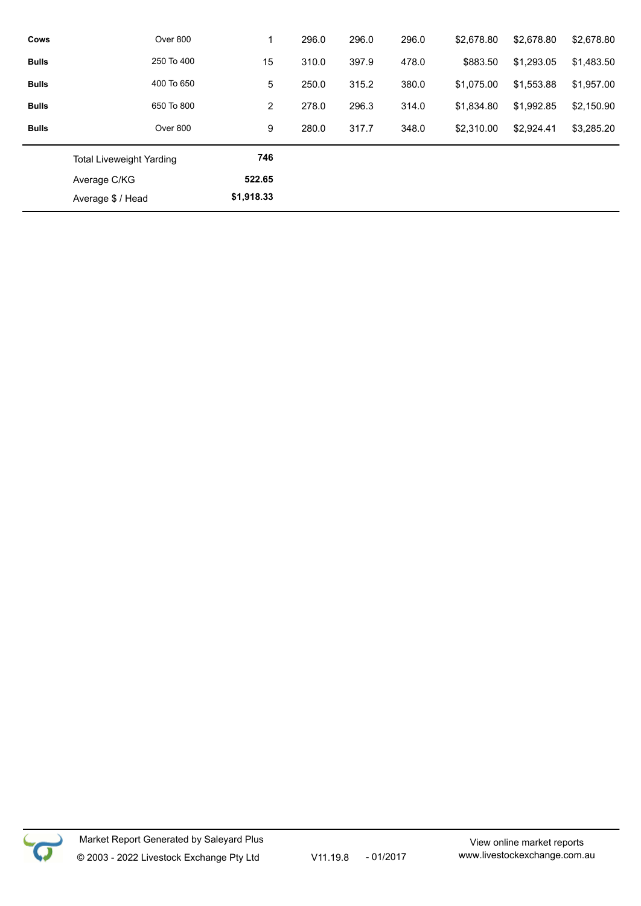| | | | | | | | | |
|---|---|---|---|---|---|---|---|---|
| **Cows** | Over 800 | 1 | 296.0 | 296.0 | 296.0 | $2,678.80 | $2,678.80 | $2,678.80 |
| **Bulls** | 250 To 400 | 15 | 310.0 | 397.9 | 478.0 | $883.50 | $1,293.05 | $1,483.50 |
| **Bulls** | 400 To 650 | 5 | 250.0 | 315.2 | 380.0 | $1,075.00 | $1,553.88 | $1,957.00 |
| **Bulls** | 650 To 800 | 2 | 278.0 | 296.3 | 314.0 | $1,834.80 | $1,992.85 | $2,150.90 |
| **Bulls** | Over 800 | 9 | 280.0 | 317.7 | 348.0 | $2,310.00 | $2,924.41 | $3,285.20 |

| | |
|---|---|
| Total Liveweight Yarding | **746** |
| Average C/KG | **522.65** |
| Average $ / Head | **$1,918.33** |

Market Report Generated by Saleyard Plus
© 2003 - 2022 Livestock Exchange Pty Ltd V11.19.8 - 01/2017

View online market reports
www.livestockexchange.com.au